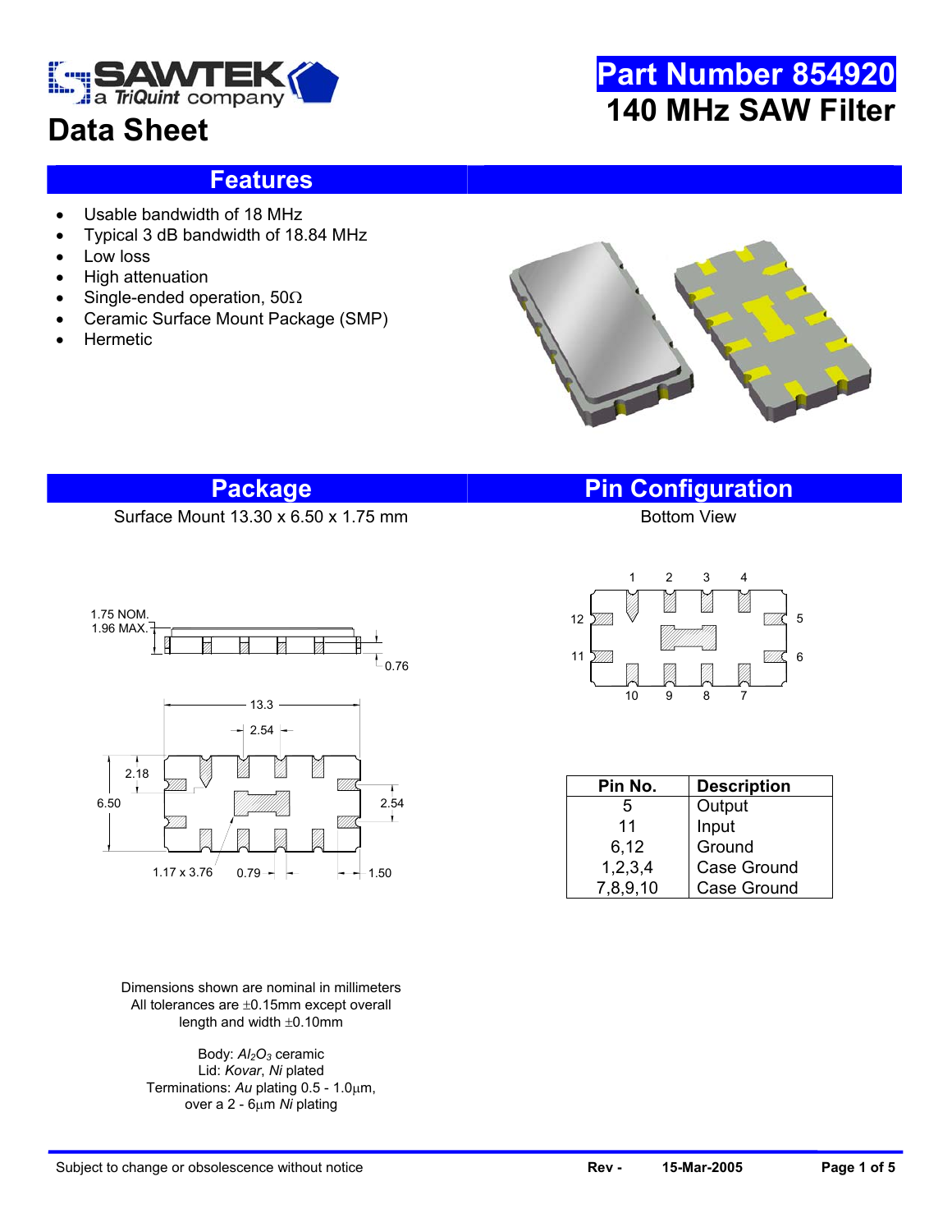# Data Sheet

**Part Number 854920**

**140 MHz SAW Filter**

## Features

- Usable bandwidth of 18 MHz
- Typical 3 dB bandwidth of 18.84 MHz
- Low loss
- High attenuation
- Single-ended operation, 50Ω
- Ceramic Surface Mount Package (SMP)
- Hermetic

## Package

Surface Mount 13.30 x 6.50 x 1.75 mm

Dimensions shown are nominal in millimeters
All tolerances are ±0.15mm except overall length and width ±0.10mm

Body: $Al_2O_3$ ceramic
Lid: *Kovar*, *Ni* plated
Terminations: *Au* plating 0.5 - 1.0μm, over a 2 - 6μm *Ni* plating

## Pin Configuration

Bottom View

| Pin No. | Description |
|---|---|
| 5 | Output |
| 11 | Input |
| 6,12 | Ground |
| 1,2,3,4 | Case Ground |
| 7,8,9,10 | Case Ground |

Subject to change or obsolescence without notice — Rev - 15-Mar-2005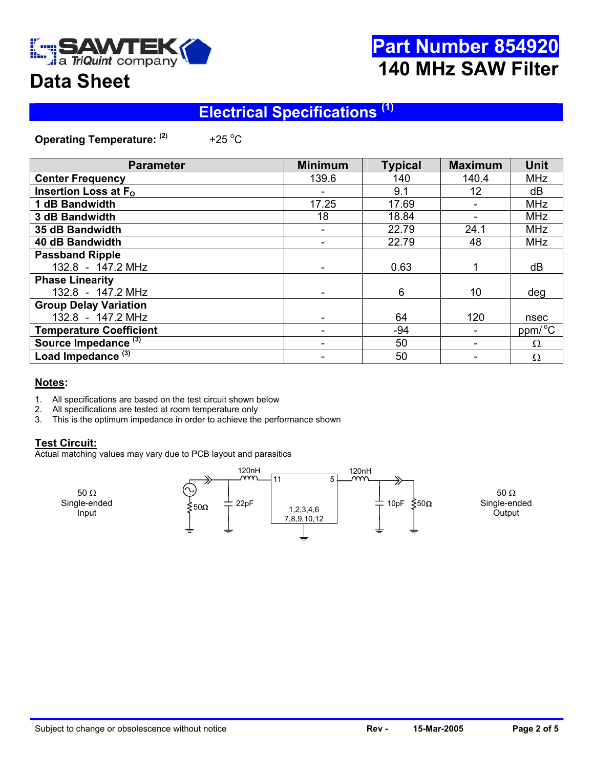**SAWTEK** a TriQuint company

# Data Sheet

# Part Number 854920
## 140 MHz SAW Filter

## Electrical Specifications [(1)]

**Operating Temperature:** [(2)] +25 °C

| Parameter | Minimum | Typical | Maximum | Unit |
|---|---|---|---|---|
| **Center Frequency** | 139.6 | 140 | 140.4 | MHz |
| **Insertion Loss at $F_O$** | - | 9.1 | 12 | dB |
| **1 dB Bandwidth** | 17.25 | 17.69 | - | MHz |
| **3 dB Bandwidth** | 18 | 18.84 | - | MHz |
| **35 dB Bandwidth** | - | 22.79 | 24.1 | MHz |
| **40 dB Bandwidth** | - | 22.79 | 48 | MHz |
| **Passband Ripple** 132.8 - 147.2 MHz | - | 0.63 | 1 | dB |
| **Phase Linearity** 132.8 - 147.2 MHz | - | 6 | 10 | deg |
| **Group Delay Variation** 132.8 - 147.2 MHz | - | 64 | 120 | nsec |
| **Temperature Coefficient** | - | -94 | - | ppm/°C |
| **Source Impedance** [(3)] | - | 50 | - | Ω |
| **Load Impedance** [(3)] | - | 50 | - | Ω |

### Notes:

1. All specifications are based on the test circuit shown below
2. All specifications are tested at room temperature only
3. This is the optimum impedance in order to achieve the performance shown

### Test Circuit:

Actual matching values may vary due to PCB layout and parasitics

50 Ω Single-ended Input — 50Ω — 22pF — 120nH — 11 — 5 — 120nH — 10pF — 50Ω — 50 Ω Single-ended Output

1,2,3,4,6 7,8,9,10,12

Subject to change or obsolescence without notice | Rev - | 15-Mar-2005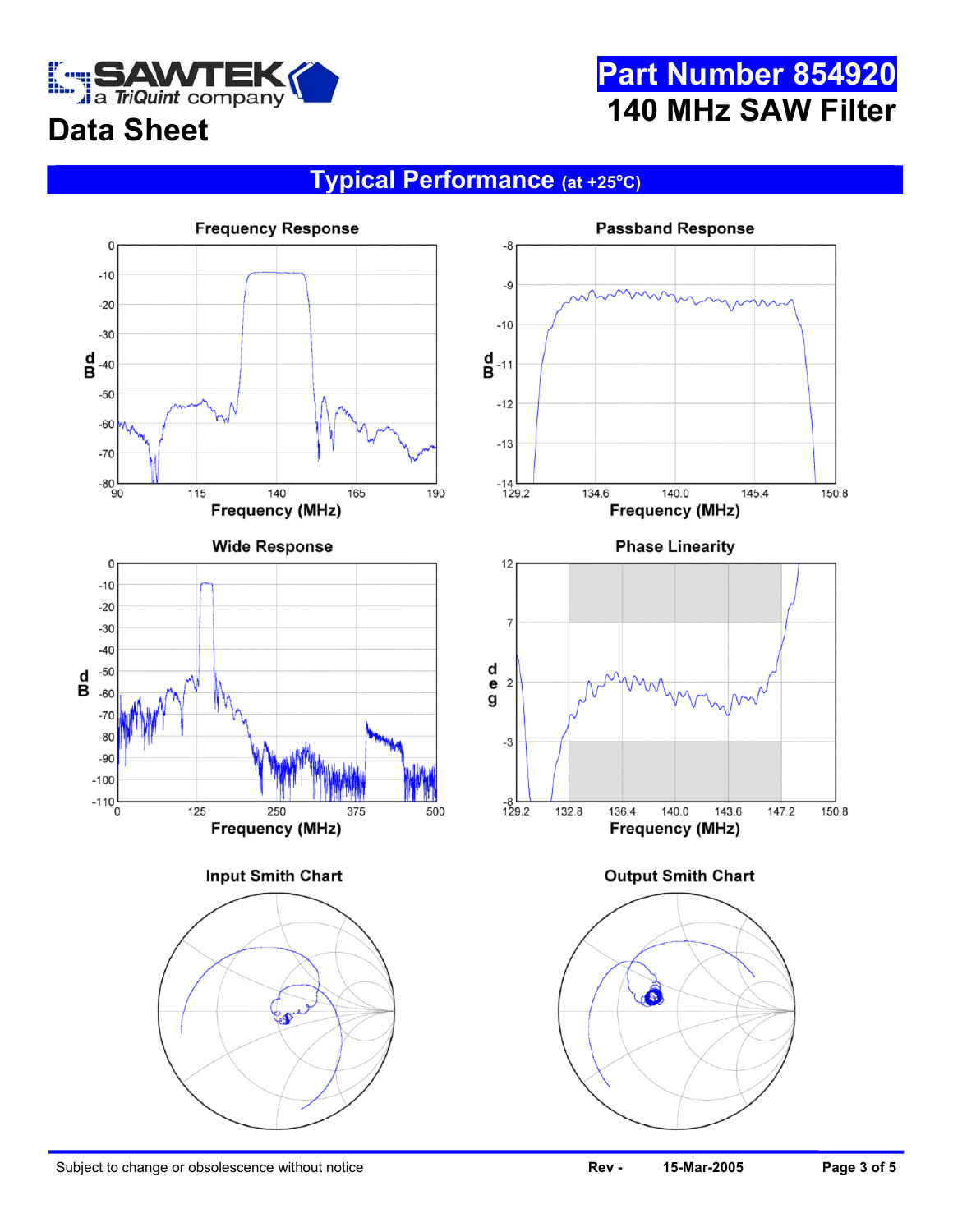# Data Sheet

## Part Number 854920
## 140 MHz SAW Filter

## Typical Performance (at +25°C)

**Frequency Response**

dB: 0, -10, -20, -30, -40, -50, -60, -70, -80

Frequency (MHz): 90, 115, 140, 165, 190

**Passband Response**

dB: -8, -9, -10, -11, -12, -13, -14

Frequency (MHz): 129.2, 134.6, 140.0, 145.4, 150.8

**Wide Response**

dB: 0, -10, -20, -30, -40, -50, -60, -70, -80, -90, -100, -110

Frequency (MHz): 0, 125, 250, 375, 500

**Phase Linearity**

deg: 12, 7, 2, -3, -8

Frequency (MHz): 129.2, 132.8, 136.4, 140.0, 143.6, 147.2, 150.8

**Input Smith Chart**

**Output Smith Chart**

Subject to change or obsolescence without notice | Rev - | 15-Mar-2005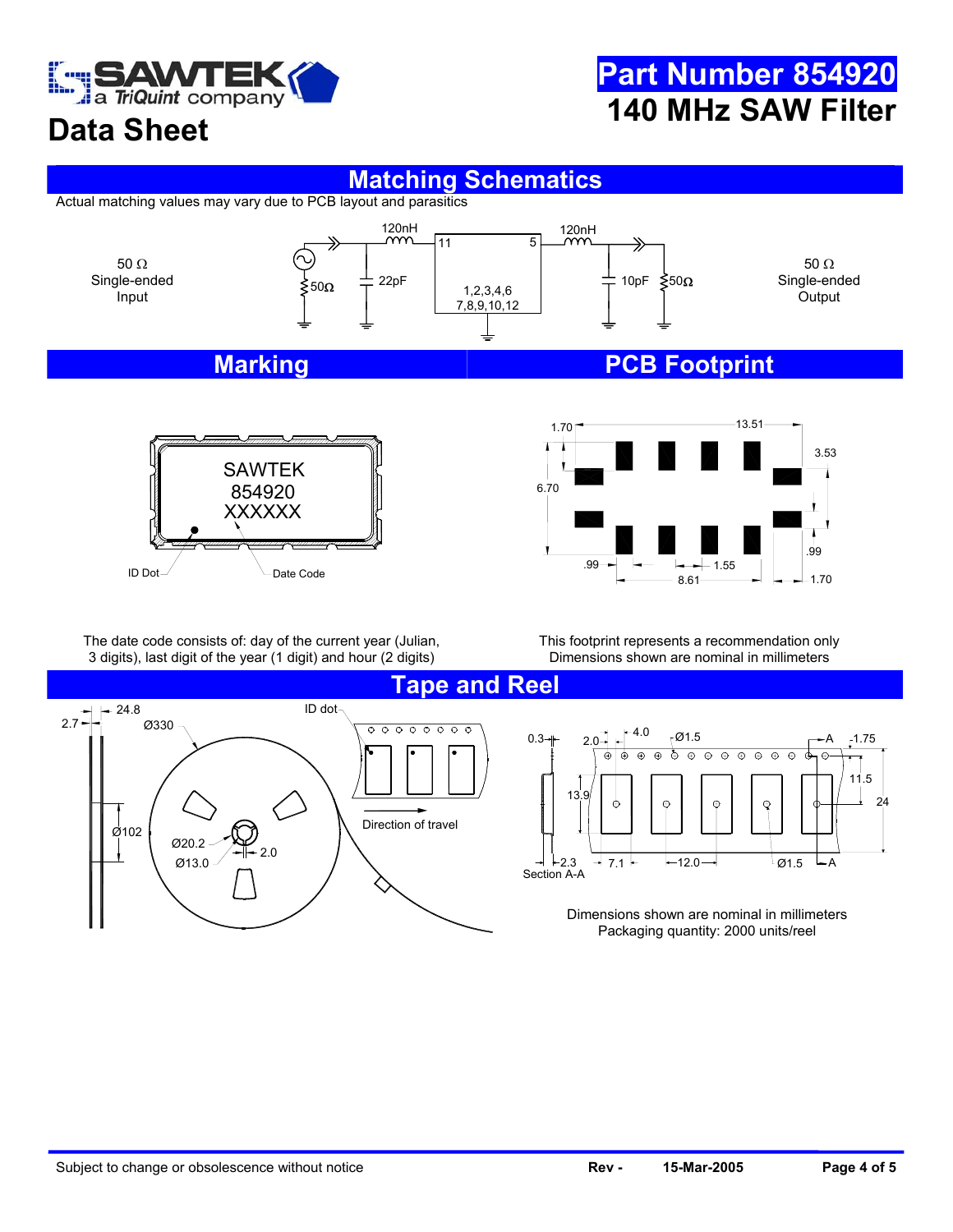# Part Number 854920

# 140 MHz SAW Filter

## Data Sheet

## Matching Schematics

Actual matching values may vary due to PCB layout and parasitics

50 Ω Single-ended Input

120nH

22pF

50Ω

11

5

1,2,3,4,6
7,8,9,10,12

120nH

10pF

50Ω

50 Ω Single-ended Output

## Marking

SAWTEK
854920
XXXXXX

ID Dot

Date Code

The date code consists of: day of the current year (Julian, 3 digits), last digit of the year (1 digit) and hour (2 digits)

## PCB Footprint

1.70

13.51

3.53

6.70

.99

.99

1.55

8.61

1.70

This footprint represents a recommendation only
Dimensions shown are nominal in millimeters

## Tape and Reel

24.8

2.7

Ø330

ID dot

Ø102

Ø20.2

2.0

Ø13.0

Direction of travel

0.3

2.0

4.0

Ø1.5

A

1.75

11.5

13.9

24

2.3

Section A-A

7.1

12.0

Ø1.5

A

Dimensions shown are nominal in millimeters
Packaging quantity: 2000 units/reel

Subject to change or obsolescence without notice

Rev -

15-Mar-2005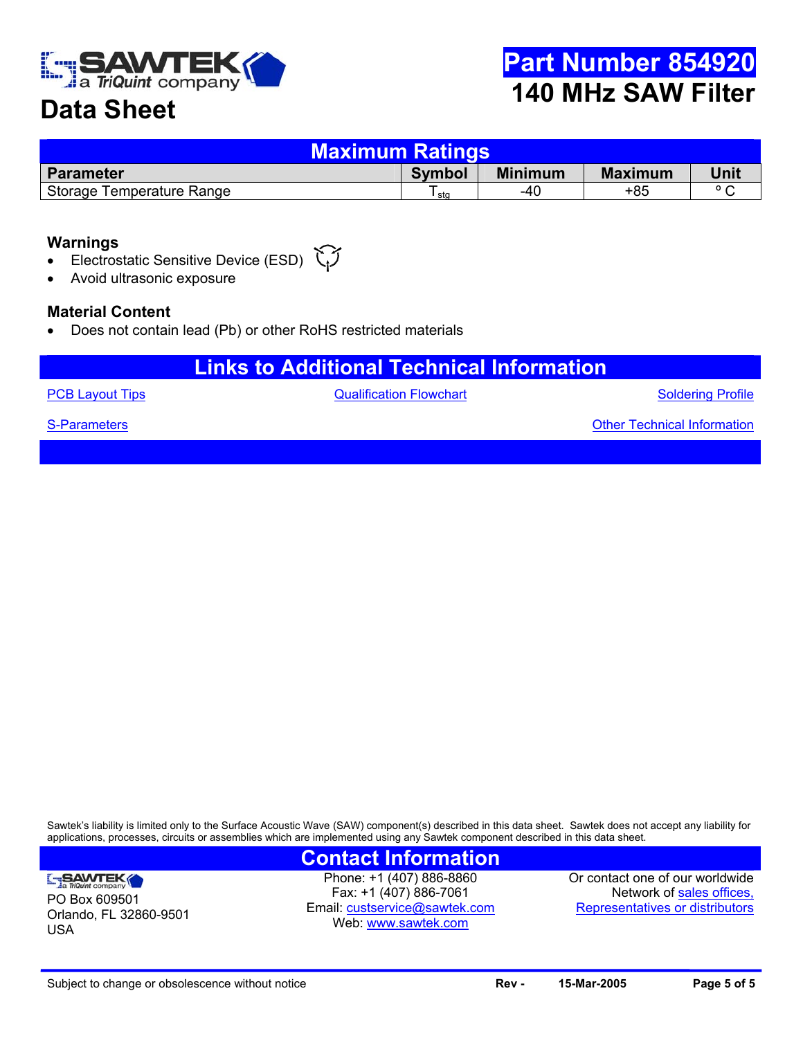# Part Number 854920

# 140 MHz SAW Filter

## Data Sheet

| Maximum Ratings | | | | |
|---|---|---|---|---|
| **Parameter** | **Symbol** | **Minimum** | **Maximum** | **Unit** |
| Storage Temperature Range | $T_{stg}$ | -40 | +85 | ° C |

### Warnings

- Electrostatic Sensitive Device (ESD)
- Avoid ultrasonic exposure

### Material Content

- Does not contain lead (Pb) or other RoHS restricted materials

## Links to Additional Technical Information

PCB Layout Tips | Qualification Flowchart | Soldering Profile

S-Parameters | Other Technical Information

Sawtek's liability is limited only to the Surface Acoustic Wave (SAW) component(s) described in this data sheet. Sawtek does not accept any liability for applications, processes, circuits or assemblies which are implemented using any Sawtek component described in this data sheet.

## Contact Information

SAWTEK a TriQuint company
PO Box 609501
Orlando, FL 32860-9501
USA

Phone: +1 (407) 886-8860
Fax: +1 (407) 886-7061
Email: custservice@sawtek.com
Web: www.sawtek.com

Or contact one of our worldwide Network of sales offices, Representatives or distributors

Subject to change or obsolescence without notice | **Rev -** | **15-Mar-2005**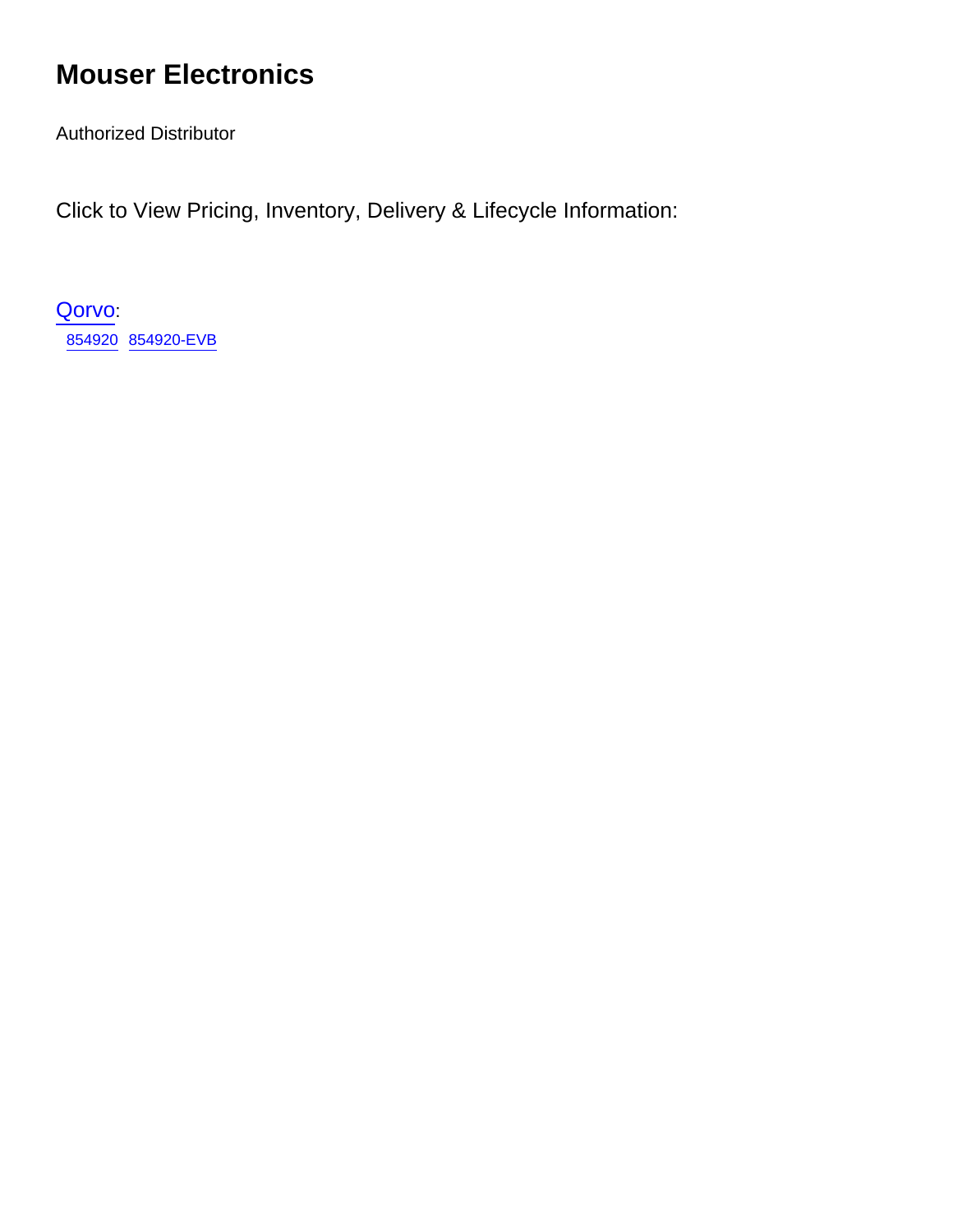# Mouser Electronics

Authorized Distributor

Click to View Pricing, Inventory, Delivery & Lifecycle Information:

Qorvo:

854920 854920-EVB